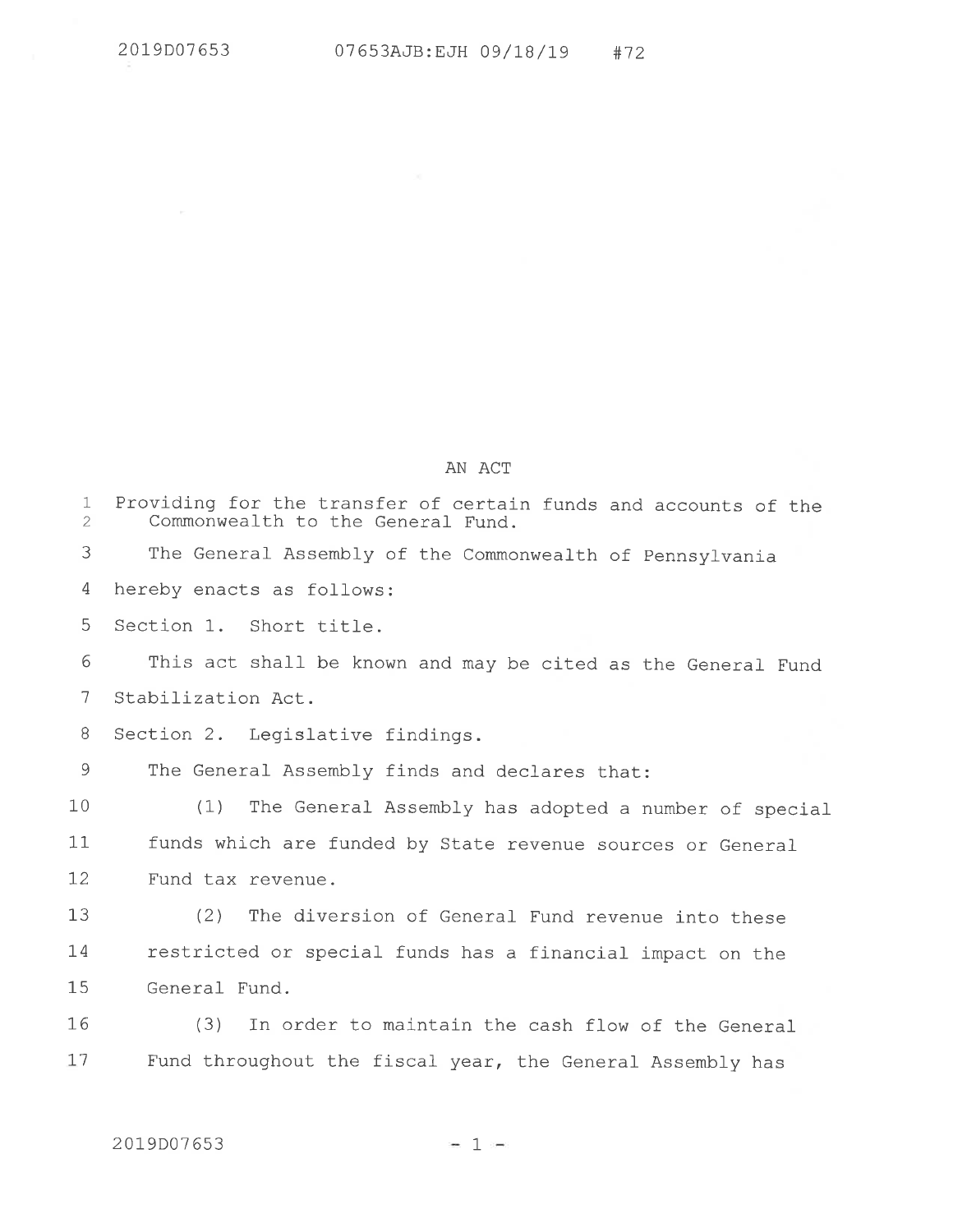AN ACT

Providing for the transfer of certain funds and accounts of the Commonwealth to the General Fund.

The General Assembly of the Commonwealth of Pennsylvania hereby enacts as follows:

Section 1. Short title.

This act shall be known and may be cited as the General Fund Stabilization Act.

Section 2. Legislative findings.

The General Assembly finds and declares that:

(1) The General Assembly has adopted a number of special funds which are funded by State revenue sources or General Fund tax revenue.

(2) The diversion of General Fund revenue into these restricted or special funds has a financial impact on the General Fund.

(3) In order to maintain the cash flow of the General Fund throughout the fiscal year, the General Assembly has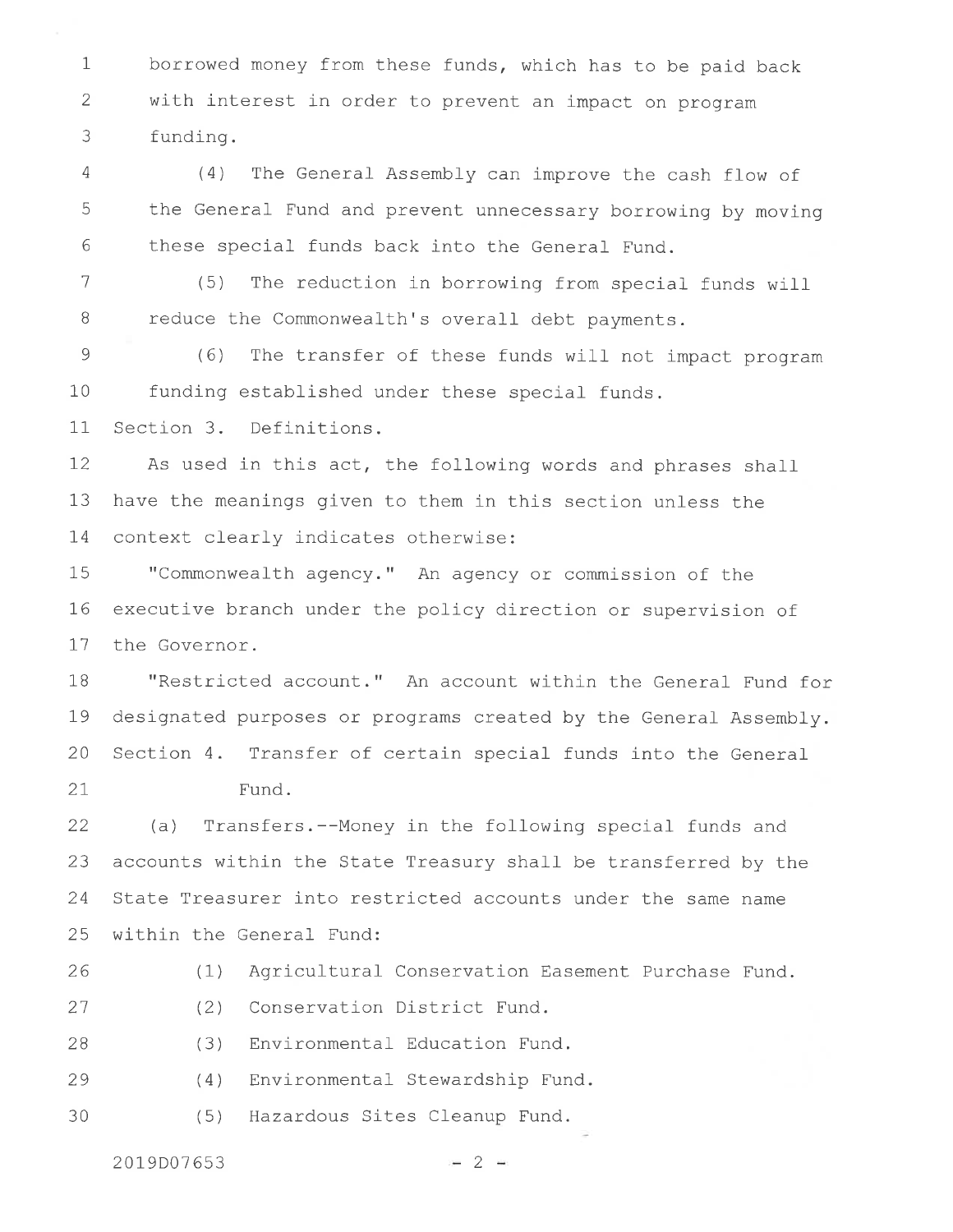borrowed money from these funds, which has to be paid back with interest in order to prevent an impact on program funding.

(4) The General Assembly can improve the cash flow of the General Fund and prevent unnecessary borrowing by moving these special funds back into the General Fund.

(5) The reduction in borrowing from special funds will reduce the Commonwealth's overall debt payments.

(6) The transfer of these funds will not impact program funding established under these special funds.

Section 3. Definitions.

As used in this act, the following words and phrases shall have the meanings given to them in this section unless the context clearly indicates otherwise:

"Commonwealth agency." An agency or commission of the executive branch under the policy direction or supervision of the Governor.

"Restricted account." An account within the General Fund for designated purposes or programs created by the General Assembly.

Section 4. Transfer of certain special funds into the General Fund.

(a) Transfers.--Money in the following special funds and accounts within the State Treasury shall be transferred by the State Treasurer into restricted accounts under the same name within the General Fund:

(1) Agricultural Conservation Easement Purchase Fund.

(2) Conservation District Fund.

(3) Environmental Education Fund.

(4) Environmental Stewardship Fund.

(5) Hazardous Sites Cleanup Fund.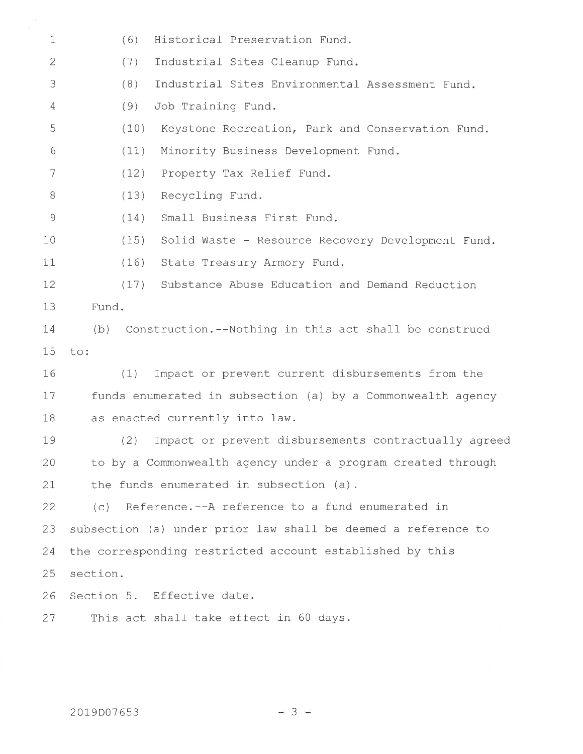(6) Historical Preservation Fund.

(7) Industrial Sites Cleanup Fund.

(8) Industrial Sites Environmental Assessment Fund.

(9) Job Training Fund.

(10) Keystone Recreation, Park and Conservation Fund.

(11) Minority Business Development Fund.

(12) Property Tax Relief Fund.

(13) Recycling Fund.

(14) Small Business First Fund.

(15) Solid Waste - Resource Recovery Development Fund.

(16) State Treasury Armory Fund.

(17) Substance Abuse Education and Demand Reduction Fund.

(b) Construction.--Nothing in this act shall be construed to:

(1) Impact or prevent current disbursements from the funds enumerated in subsection (a) by a Commonwealth agency as enacted currently into law.

(2) Impact or prevent disbursements contractually agreed to by a Commonwealth agency under a program created through the funds enumerated in subsection (a).

(c) Reference.--A reference to a fund enumerated in subsection (a) under prior law shall be deemed a reference to the corresponding restricted account established by this section.

Section 5. Effective date.

This act shall take effect in 60 days.

2019D07653